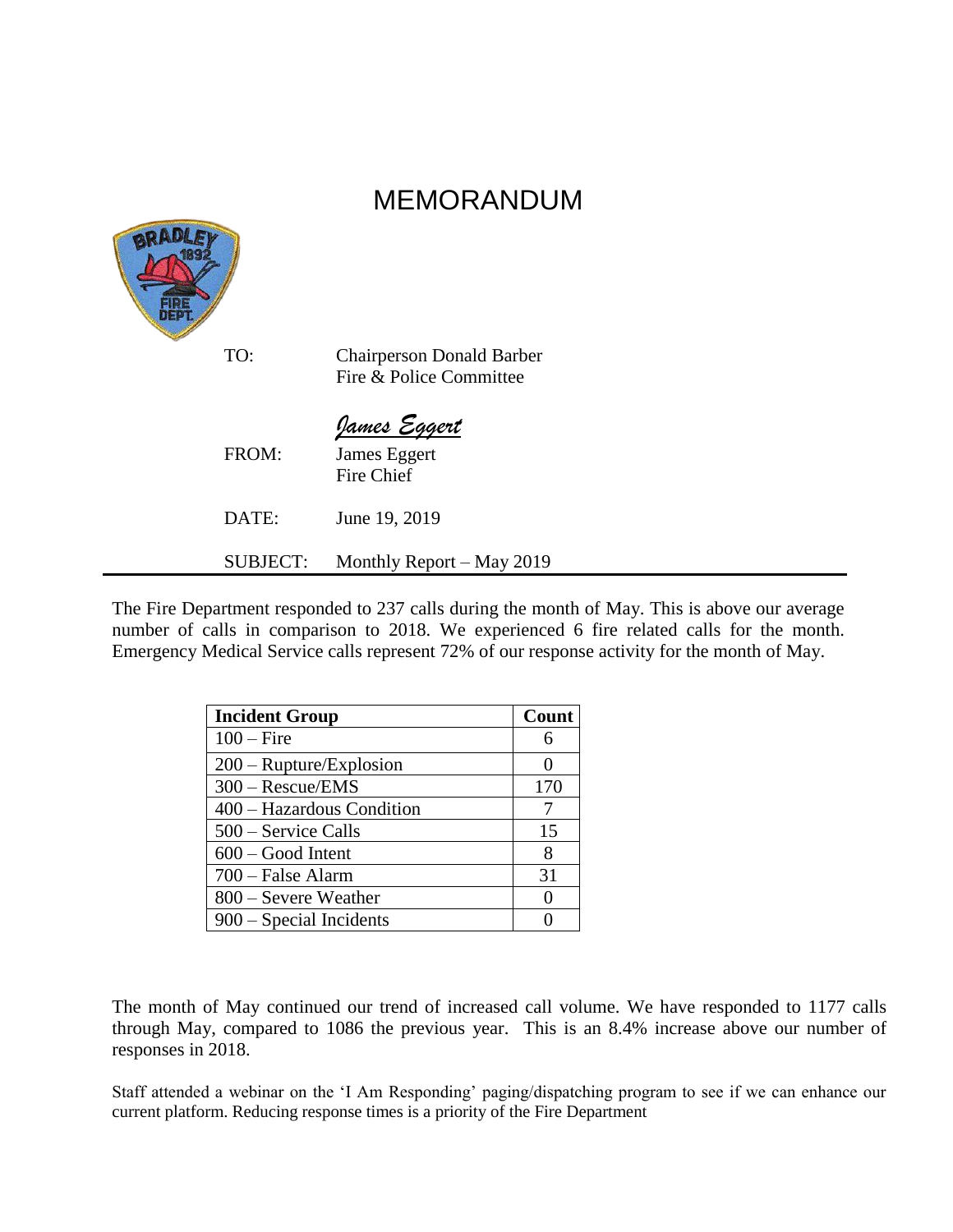# MEMORANDUM

TO: Chairperson Donald Barber
Fire & Police Committee

*James Eggert*

FROM: James Eggert
Fire Chief

DATE: June 19, 2019

SUBJECT: Monthly Report – May 2019

---

The Fire Department responded to 237 calls during the month of May. This is above our average number of calls in comparison to 2018. We experienced 6 fire related calls for the month. Emergency Medical Service calls represent 72% of our response activity for the month of May.

| Incident Group | Count |
|---|---|
| 100 – Fire | 6 |
| 200 – Rupture/Explosion | 0 |
| 300 – Rescue/EMS | 170 |
| 400 – Hazardous Condition | 7 |
| 500 – Service Calls | 15 |
| 600 – Good Intent | 8 |
| 700 – False Alarm | 31 |
| 800 – Severe Weather | 0 |
| 900 – Special Incidents | 0 |

The month of May continued our trend of increased call volume. We have responded to 1177 calls through May, compared to 1086 the previous year. This is an 8.4% increase above our number of responses in 2018.

Staff attended a webinar on the 'I Am Responding' paging/dispatching program to see if we can enhance our current platform. Reducing response times is a priority of the Fire Department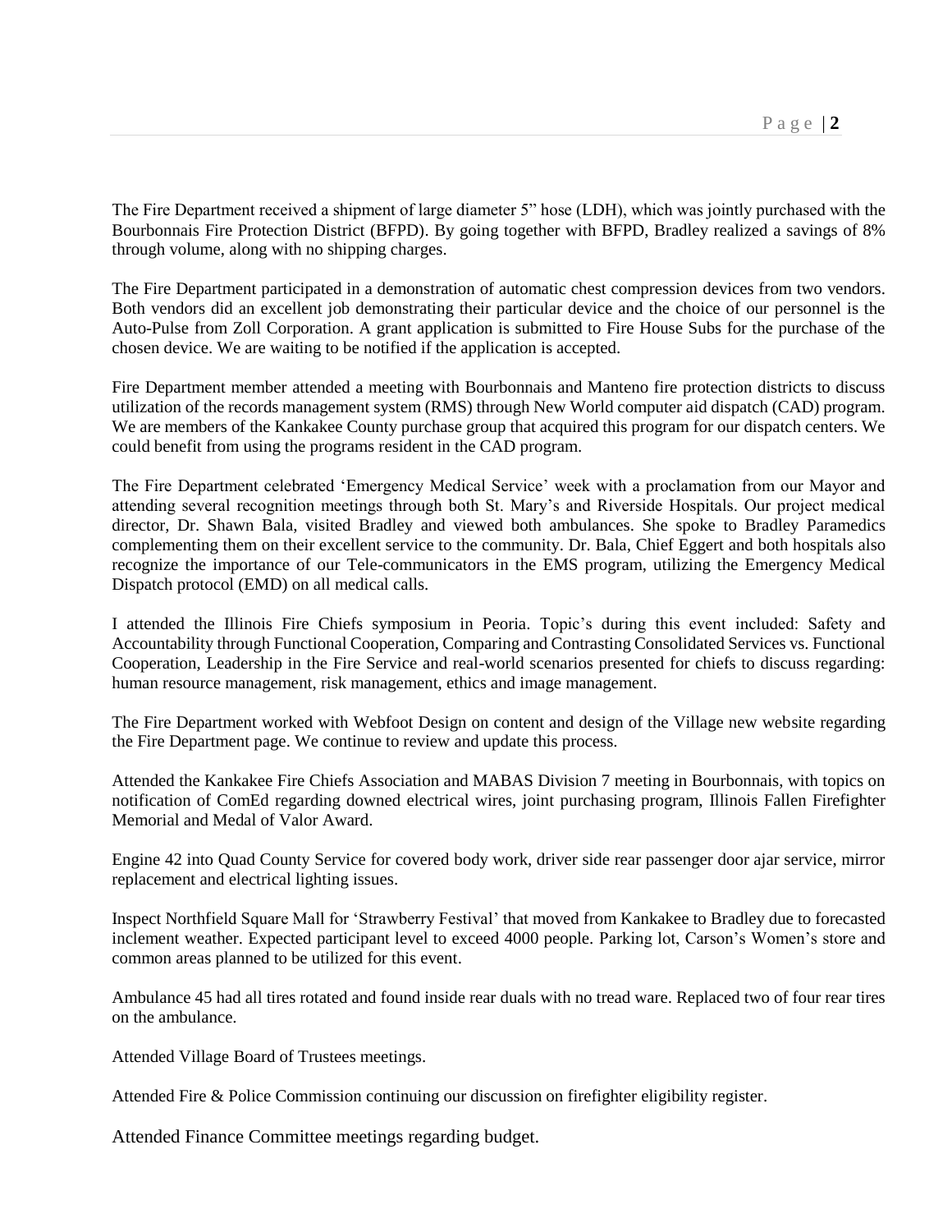The Fire Department received a shipment of large diameter 5" hose (LDH), which was jointly purchased with the Bourbonnais Fire Protection District (BFPD). By going together with BFPD, Bradley realized a savings of 8% through volume, along with no shipping charges.

The Fire Department participated in a demonstration of automatic chest compression devices from two vendors. Both vendors did an excellent job demonstrating their particular device and the choice of our personnel is the Auto-Pulse from Zoll Corporation. A grant application is submitted to Fire House Subs for the purchase of the chosen device. We are waiting to be notified if the application is accepted.

Fire Department member attended a meeting with Bourbonnais and Manteno fire protection districts to discuss utilization of the records management system (RMS) through New World computer aid dispatch (CAD) program. We are members of the Kankakee County purchase group that acquired this program for our dispatch centers. We could benefit from using the programs resident in the CAD program.

The Fire Department celebrated 'Emergency Medical Service' week with a proclamation from our Mayor and attending several recognition meetings through both St. Mary's and Riverside Hospitals. Our project medical director, Dr. Shawn Bala, visited Bradley and viewed both ambulances. She spoke to Bradley Paramedics complementing them on their excellent service to the community. Dr. Bala, Chief Eggert and both hospitals also recognize the importance of our Tele-communicators in the EMS program, utilizing the Emergency Medical Dispatch protocol (EMD) on all medical calls.

I attended the Illinois Fire Chiefs symposium in Peoria. Topic's during this event included: Safety and Accountability through Functional Cooperation, Comparing and Contrasting Consolidated Services vs. Functional Cooperation, Leadership in the Fire Service and real-world scenarios presented for chiefs to discuss regarding: human resource management, risk management, ethics and image management.

The Fire Department worked with Webfoot Design on content and design of the Village new website regarding the Fire Department page. We continue to review and update this process.

Attended the Kankakee Fire Chiefs Association and MABAS Division 7 meeting in Bourbonnais, with topics on notification of ComEd regarding downed electrical wires, joint purchasing program, Illinois Fallen Firefighter Memorial and Medal of Valor Award.

Engine 42 into Quad County Service for covered body work, driver side rear passenger door ajar service, mirror replacement and electrical lighting issues.

Inspect Northfield Square Mall for 'Strawberry Festival' that moved from Kankakee to Bradley due to forecasted inclement weather. Expected participant level to exceed 4000 people. Parking lot, Carson's Women's store and common areas planned to be utilized for this event.

Ambulance 45 had all tires rotated and found inside rear duals with no tread ware. Replaced two of four rear tires on the ambulance.

Attended Village Board of Trustees meetings.

Attended Fire & Police Commission continuing our discussion on firefighter eligibility register.

Attended Finance Committee meetings regarding budget.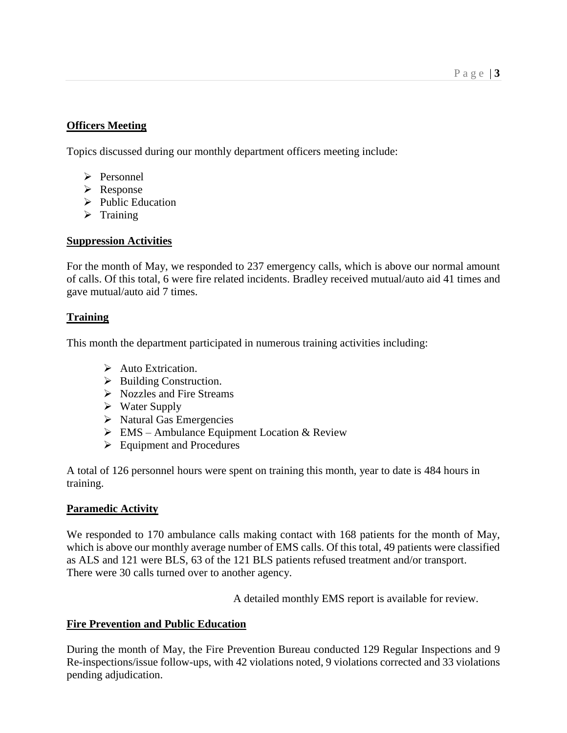**Officers Meeting**

Topics discussed during our monthly department officers meeting include:

- Personnel
- Response
- Public Education
- Training

**Suppression Activities**

For the month of May, we responded to 237 emergency calls, which is above our normal amount of calls. Of this total, 6 were fire related incidents. Bradley received mutual/auto aid 41 times and gave mutual/auto aid 7 times.

**Training**

This month the department participated in numerous training activities including:

- Auto Extrication.
- Building Construction.
- Nozzles and Fire Streams
- Water Supply
- Natural Gas Emergencies
- EMS – Ambulance Equipment Location & Review
- Equipment and Procedures

A total of 126 personnel hours were spent on training this month, year to date is 484 hours in training.

**Paramedic Activity**

We responded to 170 ambulance calls making contact with 168 patients for the month of May, which is above our monthly average number of EMS calls. Of this total, 49 patients were classified as ALS and 121 were BLS, 63 of the 121 BLS patients refused treatment and/or transport. There were 30 calls turned over to another agency.

A detailed monthly EMS report is available for review.

**Fire Prevention and Public Education**

During the month of May, the Fire Prevention Bureau conducted 129 Regular Inspections and 9 Re-inspections/issue follow-ups, with 42 violations noted, 9 violations corrected and 33 violations pending adjudication.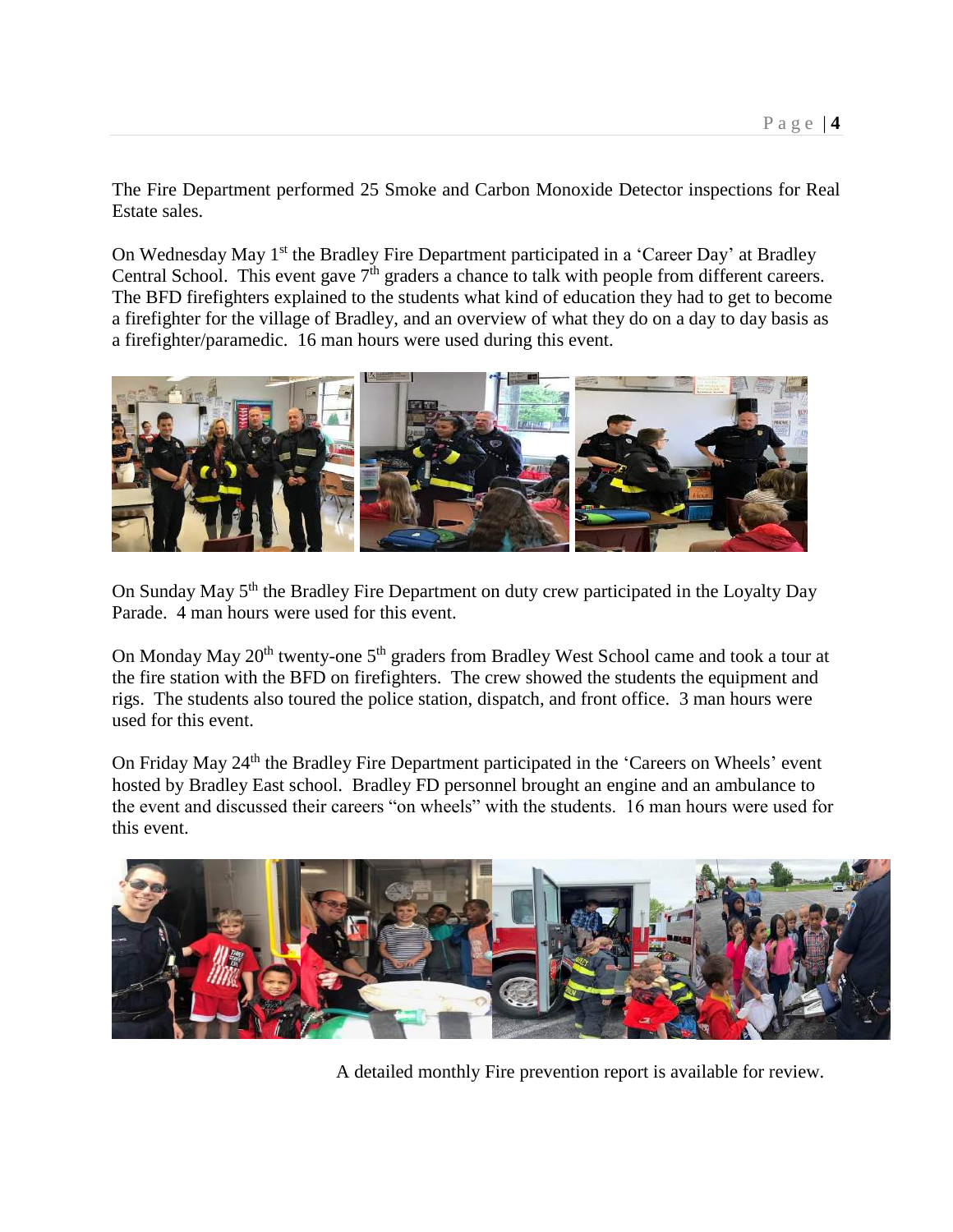The Fire Department performed 25 Smoke and Carbon Monoxide Detector inspections for Real Estate sales.

On Wednesday May 1st the Bradley Fire Department participated in a 'Career Day' at Bradley Central School. This event gave 7th graders a chance to talk with people from different careers. The BFD firefighters explained to the students what kind of education they had to get to become a firefighter for the village of Bradley, and an overview of what they do on a day to day basis as a firefighter/paramedic. 16 man hours were used during this event.

On Sunday May 5th the Bradley Fire Department on duty crew participated in the Loyalty Day Parade. 4 man hours were used for this event.

On Monday May 20th twenty-one 5th graders from Bradley West School came and took a tour at the fire station with the BFD on firefighters. The crew showed the students the equipment and rigs. The students also toured the police station, dispatch, and front office. 3 man hours were used for this event.

On Friday May 24th the Bradley Fire Department participated in the 'Careers on Wheels' event hosted by Bradley East school. Bradley FD personnel brought an engine and an ambulance to the event and discussed their careers "on wheels" with the students. 16 man hours were used for this event.

A detailed monthly Fire prevention report is available for review.